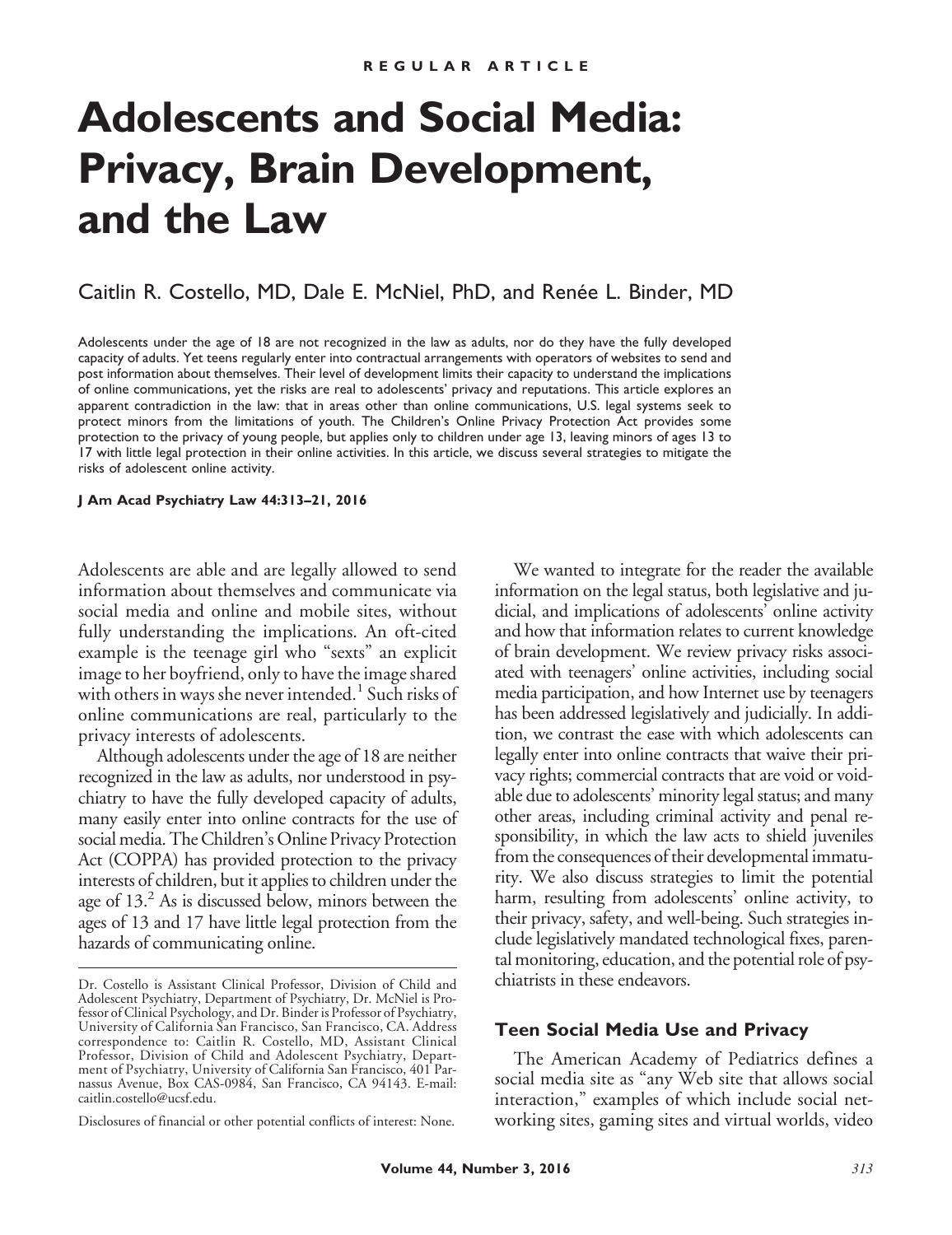REGULAR ARTICLE

# Adolescents and Social Media: Privacy, Brain Development, and the Law

Caitlin R. Costello, MD, Dale E. McNiel, PhD, and Renée L. Binder, MD

Adolescents under the age of 18 are not recognized in the law as adults, nor do they have the fully developed capacity of adults. Yet teens regularly enter into contractual arrangements with operators of websites to send and post information about themselves. Their level of development limits their capacity to understand the implications of online communications, yet the risks are real to adolescents' privacy and reputations. This article explores an apparent contradiction in the law: that in areas other than online communications, U.S. legal systems seek to protect minors from the limitations of youth. The Children's Online Privacy Protection Act provides some protection to the privacy of young people, but applies only to children under age 13, leaving minors of ages 13 to 17 with little legal protection in their online activities. In this article, we discuss several strategies to mitigate the risks of adolescent online activity.

**J Am Acad Psychiatry Law 44:313–21, 2016**

Adolescents are able and are legally allowed to send information about themselves and communicate via social media and online and mobile sites, without fully understanding the implications. An oft-cited example is the teenage girl who "sexts" an explicit image to her boyfriend, only to have the image shared with others in ways she never intended.[1] Such risks of online communications are real, particularly to the privacy interests of adolescents.

Although adolescents under the age of 18 are neither recognized in the law as adults, nor understood in psychiatry to have the fully developed capacity of adults, many easily enter into online contracts for the use of social media. The Children's Online Privacy Protection Act (COPPA) has provided protection to the privacy interests of children, but it applies to children under the age of 13.[2] As is discussed below, minors between the ages of 13 and 17 have little legal protection from the hazards of communicating online.

We wanted to integrate for the reader the available information on the legal status, both legislative and judicial, and implications of adolescents' online activity and how that information relates to current knowledge of brain development. We review privacy risks associated with teenagers' online activities, including social media participation, and how Internet use by teenagers has been addressed legislatively and judicially. In addition, we contrast the ease with which adolescents can legally enter into online contracts that waive their privacy rights; commercial contracts that are void or voidable due to adolescents' minority legal status; and many other areas, including criminal activity and penal responsibility, in which the law acts to shield juveniles from the consequences of their developmental immaturity. We also discuss strategies to limit the potential harm, resulting from adolescents' online activity, to their privacy, safety, and well-being. Such strategies include legislatively mandated technological fixes, parental monitoring, education, and the potential role of psychiatrists in these endeavors.

## Teen Social Media Use and Privacy

The American Academy of Pediatrics defines a social media site as "any Web site that allows social interaction," examples of which include social networking sites, gaming sites and virtual worlds, video

---

Dr. Costello is Assistant Clinical Professor, Division of Child and Adolescent Psychiatry, Department of Psychiatry, Dr. McNiel is Professor of Clinical Psychology, and Dr. Binder is Professor of Psychiatry, University of California San Francisco, San Francisco, CA. Address correspondence to: Caitlin R. Costello, MD, Assistant Clinical Professor, Division of Child and Adolescent Psychiatry, Department of Psychiatry, University of California San Francisco, 401 Parnassus Avenue, Box CAS-0984, San Francisco, CA 94143. E-mail: caitlin.costello@ucsf.edu.

Disclosures of financial or other potential conflicts of interest: None.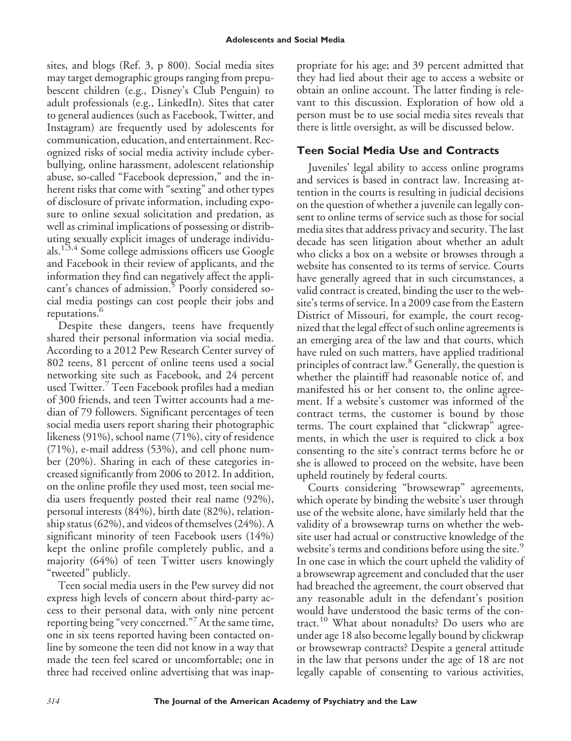sites, and blogs (Ref. 3, p 800). Social media sites may target demographic groups ranging from prepubescent children (e.g., Disney's Club Penguin) to adult professionals (e.g., LinkedIn). Sites that cater to general audiences (such as Facebook, Twitter, and Instagram) are frequently used by adolescents for communication, education, and entertainment. Recognized risks of social media activity include cyberbullying, online harassment, adolescent relationship abuse, so-called "Facebook depression," and the inherent risks that come with "sexting" and other types of disclosure of private information, including exposure to online sexual solicitation and predation, as well as criminal implications of possessing or distributing sexually explicit images of underage individuals.[1,3,4] Some college admissions officers use Google and Facebook in their review of applicants, and the information they find can negatively affect the applicant's chances of admission.[5] Poorly considered social media postings can cost people their jobs and reputations.[6]

Despite these dangers, teens have frequently shared their personal information via social media. According to a 2012 Pew Research Center survey of 802 teens, 81 percent of online teens used a social networking site such as Facebook, and 24 percent used Twitter.[7] Teen Facebook profiles had a median of 300 friends, and teen Twitter accounts had a median of 79 followers. Significant percentages of teen social media users report sharing their photographic likeness (91%), school name (71%), city of residence (71%), e-mail address (53%), and cell phone number (20%). Sharing in each of these categories increased significantly from 2006 to 2012. In addition, on the online profile they used most, teen social media users frequently posted their real name (92%), personal interests (84%), birth date (82%), relationship status (62%), and videos of themselves (24%). A significant minority of teen Facebook users (14%) kept the online profile completely public, and a majority (64%) of teen Twitter users knowingly "tweeted" publicly.

Teen social media users in the Pew survey did not express high levels of concern about third-party access to their personal data, with only nine percent reporting being "very concerned."[7] At the same time, one in six teens reported having been contacted online by someone the teen did not know in a way that made the teen feel scared or uncomfortable; one in three had received online advertising that was inappropriate for his age; and 39 percent admitted that they had lied about their age to access a website or obtain an online account. The latter finding is relevant to this discussion. Exploration of how old a person must be to use social media sites reveals that there is little oversight, as will be discussed below.

## Teen Social Media Use and Contracts

Juveniles' legal ability to access online programs and services is based in contract law. Increasing attention in the courts is resulting in judicial decisions on the question of whether a juvenile can legally consent to online terms of service such as those for social media sites that address privacy and security. The last decade has seen litigation about whether an adult who clicks a box on a website or browses through a website has consented to its terms of service. Courts have generally agreed that in such circumstances, a valid contract is created, binding the user to the website's terms of service. In a 2009 case from the Eastern District of Missouri, for example, the court recognized that the legal effect of such online agreements is an emerging area of the law and that courts, which have ruled on such matters, have applied traditional principles of contract law.[8] Generally, the question is whether the plaintiff had reasonable notice of, and manifested his or her consent to, the online agreement. If a website's customer was informed of the contract terms, the customer is bound by those terms. The court explained that "clickwrap" agreements, in which the user is required to click a box consenting to the site's contract terms before he or she is allowed to proceed on the website, have been upheld routinely by federal courts.

Courts considering "browsewrap" agreements, which operate by binding the website's user through use of the website alone, have similarly held that the validity of a browsewrap turns on whether the website user had actual or constructive knowledge of the website's terms and conditions before using the site.[9] In one case in which the court upheld the validity of a browsewrap agreement and concluded that the user had breached the agreement, the court observed that any reasonable adult in the defendant's position would have understood the basic terms of the contract.[10] What about nonadults? Do users who are under age 18 also become legally bound by clickwrap or browsewrap contracts? Despite a general attitude in the law that persons under the age of 18 are not legally capable of consenting to various activities,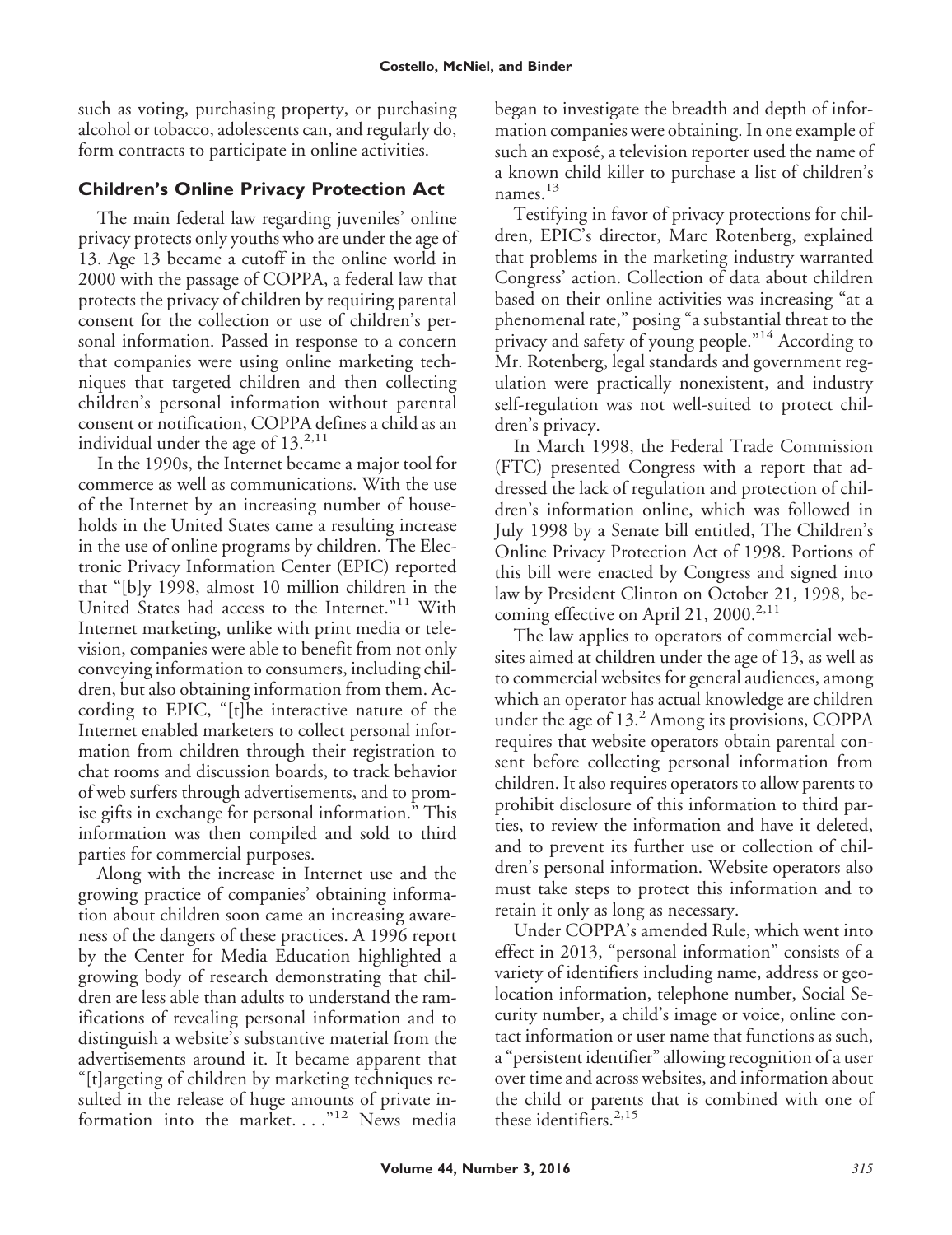such as voting, purchasing property, or purchasing alcohol or tobacco, adolescents can, and regularly do, form contracts to participate in online activities.

## Children's Online Privacy Protection Act

The main federal law regarding juveniles' online privacy protects only youths who are under the age of 13. Age 13 became a cutoff in the online world in 2000 with the passage of COPPA, a federal law that protects the privacy of children by requiring parental consent for the collection or use of children's personal information. Passed in response to a concern that companies were using online marketing techniques that targeted children and then collecting children's personal information without parental consent or notification, COPPA defines a child as an individual under the age of 13.[2,11]

In the 1990s, the Internet became a major tool for commerce as well as communications. With the use of the Internet by an increasing number of households in the United States came a resulting increase in the use of online programs by children. The Electronic Privacy Information Center (EPIC) reported that "[b]y 1998, almost 10 million children in the United States had access to the Internet."[11] With Internet marketing, unlike with print media or television, companies were able to benefit from not only conveying information to consumers, including children, but also obtaining information from them. According to EPIC, "[t]he interactive nature of the Internet enabled marketers to collect personal information from children through their registration to chat rooms and discussion boards, to track behavior of web surfers through advertisements, and to promise gifts in exchange for personal information." This information was then compiled and sold to third parties for commercial purposes.

Along with the increase in Internet use and the growing practice of companies' obtaining information about children soon came an increasing awareness of the dangers of these practices. A 1996 report by the Center for Media Education highlighted a growing body of research demonstrating that children are less able than adults to understand the ramifications of revealing personal information and to distinguish a website's substantive material from the advertisements around it. It became apparent that "[t]argeting of children by marketing techniques resulted in the release of huge amounts of private information into the market. . . ."[12] News media began to investigate the breadth and depth of information companies were obtaining. In one example of such an exposé, a television reporter used the name of a known child killer to purchase a list of children's names.[13]

Testifying in favor of privacy protections for children, EPIC's director, Marc Rotenberg, explained that problems in the marketing industry warranted Congress' action. Collection of data about children based on their online activities was increasing "at a phenomenal rate," posing "a substantial threat to the privacy and safety of young people."[14] According to Mr. Rotenberg, legal standards and government regulation were practically nonexistent, and industry self-regulation was not well-suited to protect children's privacy.

In March 1998, the Federal Trade Commission (FTC) presented Congress with a report that addressed the lack of regulation and protection of children's information online, which was followed in July 1998 by a Senate bill entitled, The Children's Online Privacy Protection Act of 1998. Portions of this bill were enacted by Congress and signed into law by President Clinton on October 21, 1998, becoming effective on April 21, 2000.[2,11]

The law applies to operators of commercial websites aimed at children under the age of 13, as well as to commercial websites for general audiences, among which an operator has actual knowledge are children under the age of 13.[2] Among its provisions, COPPA requires that website operators obtain parental consent before collecting personal information from children. It also requires operators to allow parents to prohibit disclosure of this information to third parties, to review the information and have it deleted, and to prevent its further use or collection of children's personal information. Website operators also must take steps to protect this information and to retain it only as long as necessary.

Under COPPA's amended Rule, which went into effect in 2013, "personal information" consists of a variety of identifiers including name, address or geolocation information, telephone number, Social Security number, a child's image or voice, online contact information or user name that functions as such, a "persistent identifier" allowing recognition of a user over time and across websites, and information about the child or parents that is combined with one of these identifiers.[2,15]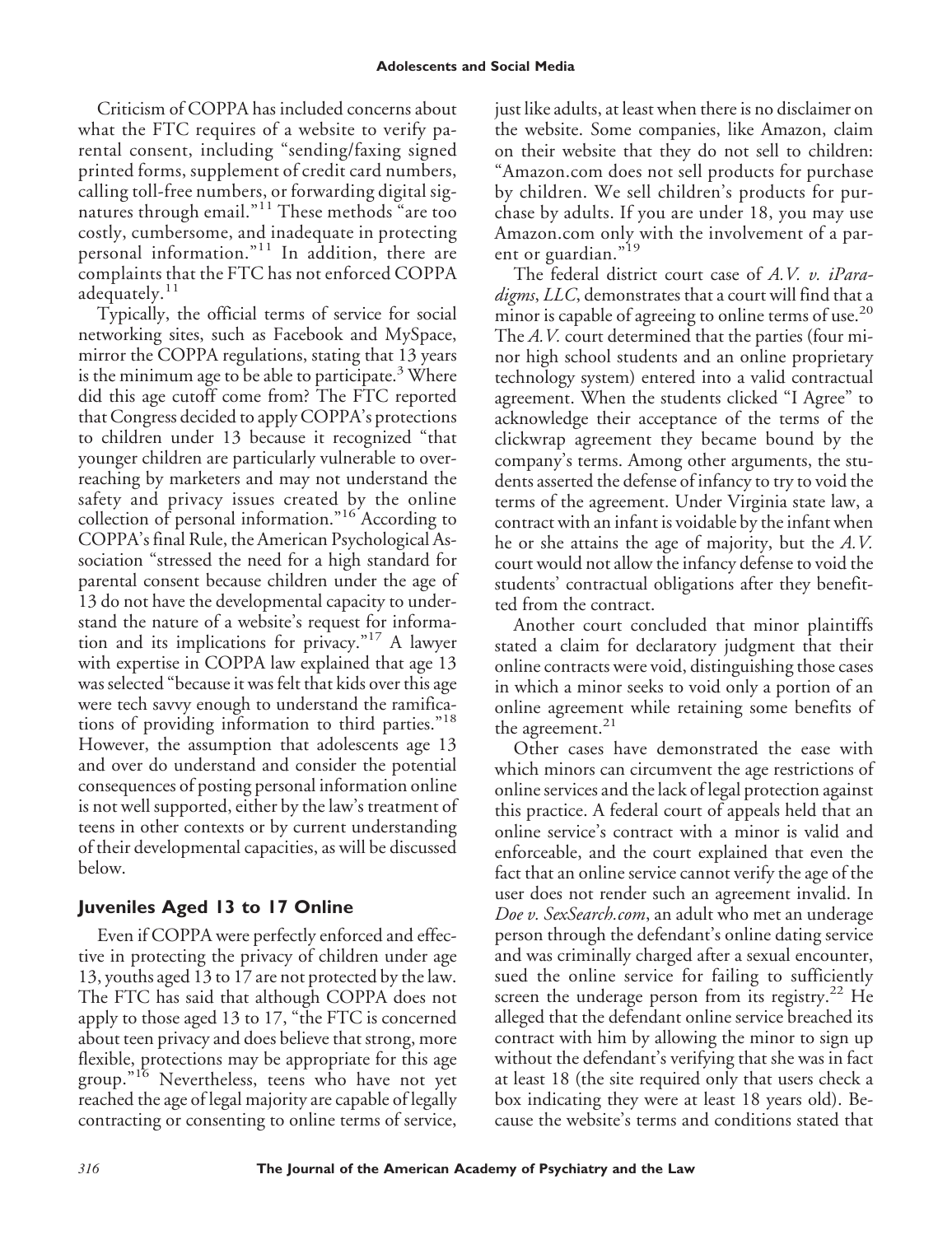Criticism of COPPA has included concerns about what the FTC requires of a website to verify parental consent, including "sending/faxing signed printed forms, supplement of credit card numbers, calling toll-free numbers, or forwarding digital signatures through email."[11] These methods "are too costly, cumbersome, and inadequate in protecting personal information."[11] In addition, there are complaints that the FTC has not enforced COPPA adequately.[11]

Typically, the official terms of service for social networking sites, such as Facebook and MySpace, mirror the COPPA regulations, stating that 13 years is the minimum age to be able to participate.[3] Where did this age cutoff come from? The FTC reported that Congress decided to apply COPPA's protections to children under 13 because it recognized "that younger children are particularly vulnerable to overreaching by marketers and may not understand the safety and privacy issues created by the online collection of personal information."[16] According to COPPA's final Rule, the American Psychological Association "stressed the need for a high standard for parental consent because children under the age of 13 do not have the developmental capacity to understand the nature of a website's request for information and its implications for privacy."[17] A lawyer with expertise in COPPA law explained that age 13 was selected "because it was felt that kids over this age were tech savvy enough to understand the ramifications of providing information to third parties."[18] However, the assumption that adolescents age 13 and over do understand and consider the potential consequences of posting personal information online is not well supported, either by the law's treatment of teens in other contexts or by current understanding of their developmental capacities, as will be discussed below.

## Juveniles Aged 13 to 17 Online

Even if COPPA were perfectly enforced and effective in protecting the privacy of children under age 13, youths aged 13 to 17 are not protected by the law. The FTC has said that although COPPA does not apply to those aged 13 to 17, "the FTC is concerned about teen privacy and does believe that strong, more flexible, protections may be appropriate for this age group."[16] Nevertheless, teens who have not yet reached the age of legal majority are capable of legally contracting or consenting to online terms of service, just like adults, at least when there is no disclaimer on the website. Some companies, like Amazon, claim on their website that they do not sell to children: "Amazon.com does not sell products for purchase by children. We sell children's products for purchase by adults. If you are under 18, you may use Amazon.com only with the involvement of a parent or guardian."[19]

The federal district court case of *A.V. v. iParadigms, LLC*, demonstrates that a court will find that a minor is capable of agreeing to online terms of use.[20] The *A.V.* court determined that the parties (four minor high school students and an online proprietary technology system) entered into a valid contractual agreement. When the students clicked "I Agree" to acknowledge their acceptance of the terms of the clickwrap agreement they became bound by the company's terms. Among other arguments, the students asserted the defense of infancy to try to void the terms of the agreement. Under Virginia state law, a contract with an infant is voidable by the infant when he or she attains the age of majority, but the *A.V.* court would not allow the infancy defense to void the students' contractual obligations after they benefitted from the contract.

Another court concluded that minor plaintiffs stated a claim for declaratory judgment that their online contracts were void, distinguishing those cases in which a minor seeks to void only a portion of an online agreement while retaining some benefits of the agreement.[21]

Other cases have demonstrated the ease with which minors can circumvent the age restrictions of online services and the lack of legal protection against this practice. A federal court of appeals held that an online service's contract with a minor is valid and enforceable, and the court explained that even the fact that an online service cannot verify the age of the user does not render such an agreement invalid. In *Doe v. SexSearch.com*, an adult who met an underage person through the defendant's online dating service and was criminally charged after a sexual encounter, sued the online service for failing to sufficiently screen the underage person from its registry.[22] He alleged that the defendant online service breached its contract with him by allowing the minor to sign up without the defendant's verifying that she was in fact at least 18 (the site required only that users check a box indicating they were at least 18 years old). Because the website's terms and conditions stated that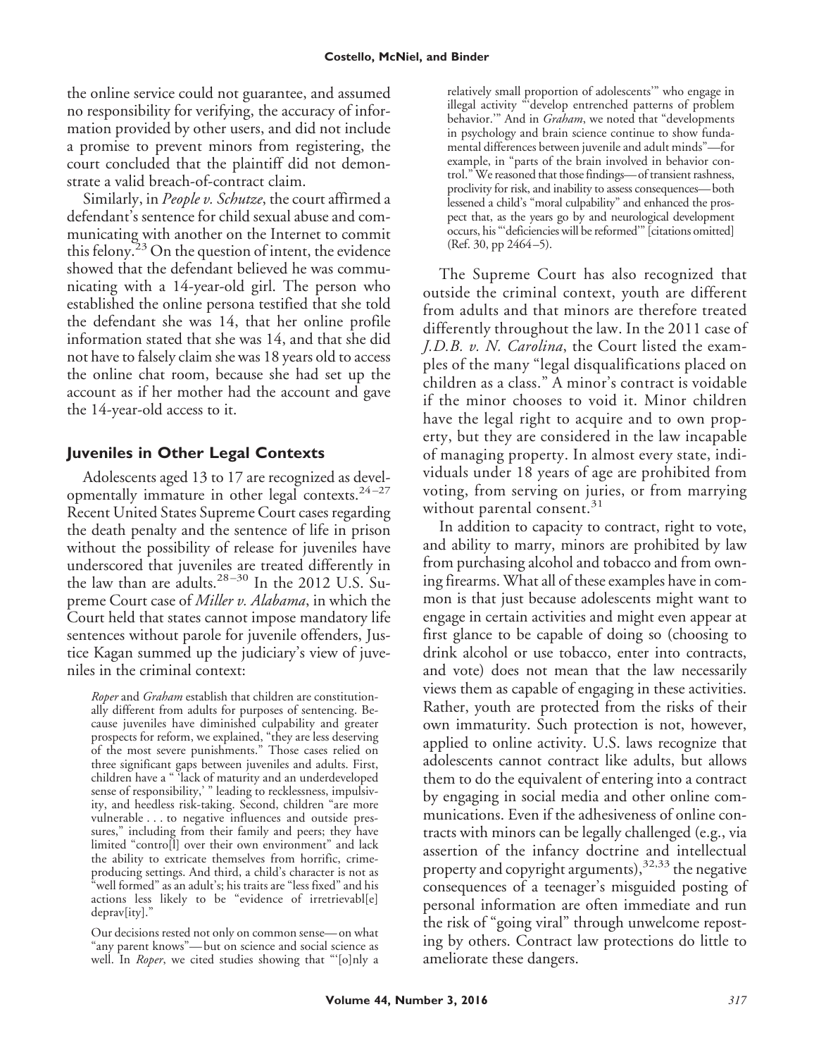the online service could not guarantee, and assumed no responsibility for verifying, the accuracy of information provided by other users, and did not include a promise to prevent minors from registering, the court concluded that the plaintiff did not demonstrate a valid breach-of-contract claim.

Similarly, in *People v. Schutze*, the court affirmed a defendant's sentence for child sexual abuse and communicating with another on the Internet to commit this felony.[23] On the question of intent, the evidence showed that the defendant believed he was communicating with a 14-year-old girl. The person who established the online persona testified that she told the defendant she was 14, that her online profile information stated that she was 14, and that she did not have to falsely claim she was 18 years old to access the online chat room, because she had set up the account as if her mother had the account and gave the 14-year-old access to it.

## Juveniles in Other Legal Contexts

Adolescents aged 13 to 17 are recognized as developmentally immature in other legal contexts.[24–27] Recent United States Supreme Court cases regarding the death penalty and the sentence of life in prison without the possibility of release for juveniles have underscored that juveniles are treated differently in the law than are adults.[28–30] In the 2012 U.S. Supreme Court case of *Miller v. Alabama*, in which the Court held that states cannot impose mandatory life sentences without parole for juvenile offenders, Justice Kagan summed up the judiciary's view of juveniles in the criminal context:

> *Roper* and *Graham* establish that children are constitutionally different from adults for purposes of sentencing. Because juveniles have diminished culpability and greater prospects for reform, we explained, "they are less deserving of the most severe punishments." Those cases relied on three significant gaps between juveniles and adults. First, children have a " 'lack of maturity and an underdeveloped sense of responsibility,' " leading to recklessness, impulsivity, and heedless risk-taking. Second, children "are more vulnerable . . . to negative influences and outside pressures," including from their family and peers; they have limited "contro[l] over their own environment" and lack the ability to extricate themselves from horrific, crime-producing settings. And third, a child's character is not as "well formed" as an adult's; his traits are "less fixed" and his actions less likely to be "evidence of irretrievabl[e] deprav[ity]."
>
> Our decisions rested not only on common sense—on what "any parent knows"—but on science and social science as well. In *Roper*, we cited studies showing that "'[o]nly a relatively small proportion of adolescents'" who engage in illegal activity "'develop entrenched patterns of problem behavior.'" And in *Graham*, we noted that "developments in psychology and brain science continue to show fundamental differences between juvenile and adult minds"—for example, in "parts of the brain involved in behavior control." We reasoned that those findings—of transient rashness, proclivity for risk, and inability to assess consequences—both lessened a child's "moral culpability" and enhanced the prospect that, as the years go by and neurological development occurs, his "'deficiencies will be reformed'" [citations omitted] (Ref. 30, pp 2464–5).

The Supreme Court has also recognized that outside the criminal context, youth are different from adults and that minors are therefore treated differently throughout the law. In the 2011 case of *J.D.B. v. N. Carolina*, the Court listed the examples of the many "legal disqualifications placed on children as a class." A minor's contract is voidable if the minor chooses to void it. Minor children have the legal right to acquire and to own property, but they are considered in the law incapable of managing property. In almost every state, individuals under 18 years of age are prohibited from voting, from serving on juries, or from marrying without parental consent.[31]

In addition to capacity to contract, right to vote, and ability to marry, minors are prohibited by law from purchasing alcohol and tobacco and from owning firearms. What all of these examples have in common is that just because adolescents might want to engage in certain activities and might even appear at first glance to be capable of doing so (choosing to drink alcohol or use tobacco, enter into contracts, and vote) does not mean that the law necessarily views them as capable of engaging in these activities. Rather, youth are protected from the risks of their own immaturity. Such protection is not, however, applied to online activity. U.S. laws recognize that adolescents cannot contract like adults, but allows them to do the equivalent of entering into a contract by engaging in social media and other online communications. Even if the adhesiveness of online contracts with minors can be legally challenged (e.g., via assertion of the infancy doctrine and intellectual property and copyright arguments),[32,33] the negative consequences of a teenager's misguided posting of personal information are often immediate and run the risk of "going viral" through unwelcome reposting by others. Contract law protections do little to ameliorate these dangers.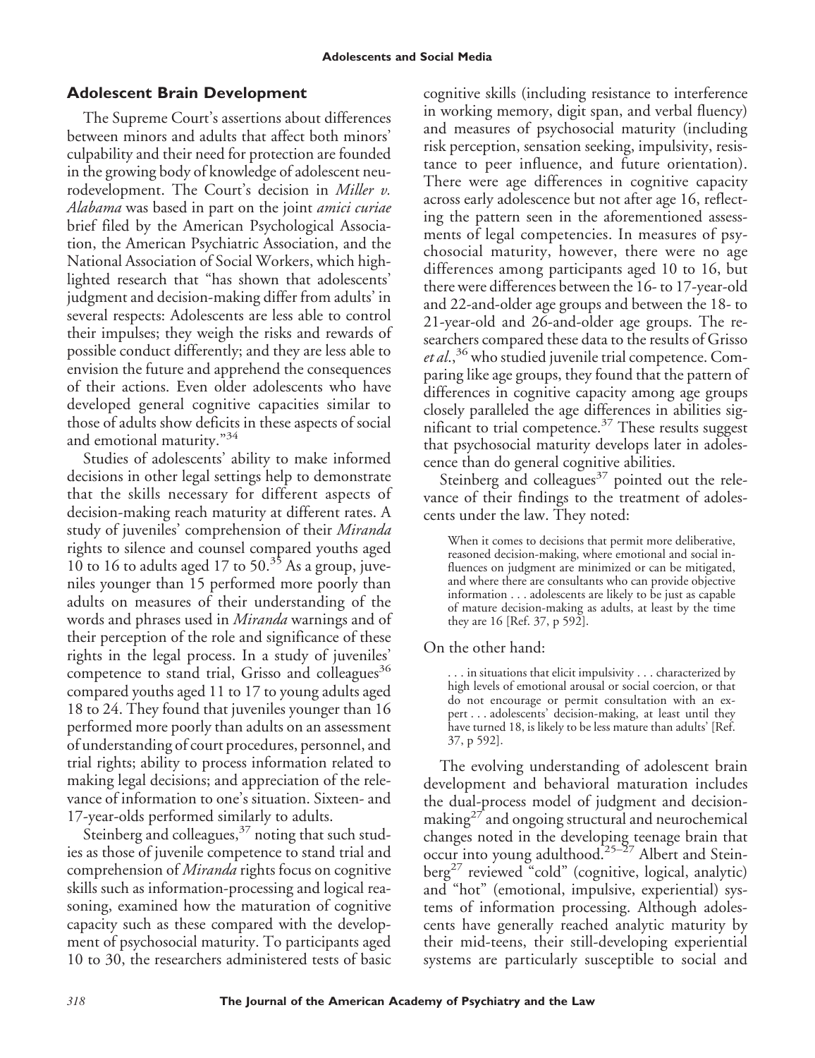## Adolescent Brain Development

The Supreme Court's assertions about differences between minors and adults that affect both minors' culpability and their need for protection are founded in the growing body of knowledge of adolescent neurodevelopment. The Court's decision in *Miller v. Alabama* was based in part on the joint *amici curiae* brief filed by the American Psychological Association, the American Psychiatric Association, and the National Association of Social Workers, which highlighted research that "has shown that adolescents' judgment and decision-making differ from adults' in several respects: Adolescents are less able to control their impulses; they weigh the risks and rewards of possible conduct differently; and they are less able to envision the future and apprehend the consequences of their actions. Even older adolescents who have developed general cognitive capacities similar to those of adults show deficits in these aspects of social and emotional maturity."[34]

Studies of adolescents' ability to make informed decisions in other legal settings help to demonstrate that the skills necessary for different aspects of decision-making reach maturity at different rates. A study of juveniles' comprehension of their *Miranda* rights to silence and counsel compared youths aged 10 to 16 to adults aged 17 to 50.[35] As a group, juveniles younger than 15 performed more poorly than adults on measures of their understanding of the words and phrases used in *Miranda* warnings and of their perception of the role and significance of these rights in the legal process. In a study of juveniles' competence to stand trial, Grisso and colleagues[36] compared youths aged 11 to 17 to young adults aged 18 to 24. They found that juveniles younger than 16 performed more poorly than adults on an assessment of understanding of court procedures, personnel, and trial rights; ability to process information related to making legal decisions; and appreciation of the relevance of information to one's situation. Sixteen- and 17-year-olds performed similarly to adults.

Steinberg and colleagues,[37] noting that such studies as those of juvenile competence to stand trial and comprehension of *Miranda* rights focus on cognitive skills such as information-processing and logical reasoning, examined how the maturation of cognitive capacity such as these compared with the development of psychosocial maturity. To participants aged 10 to 30, the researchers administered tests of basic cognitive skills (including resistance to interference in working memory, digit span, and verbal fluency) and measures of psychosocial maturity (including risk perception, sensation seeking, impulsivity, resistance to peer influence, and future orientation). There were age differences in cognitive capacity across early adolescence but not after age 16, reflecting the pattern seen in the aforementioned assessments of legal competencies. In measures of psychosocial maturity, however, there were no age differences among participants aged 10 to 16, but there were differences between the 16- to 17-year-old and 22-and-older age groups and between the 18- to 21-year-old and 26-and-older age groups. The researchers compared these data to the results of Grisso *et al.*,[36] who studied juvenile trial competence. Comparing like age groups, they found that the pattern of differences in cognitive capacity among age groups closely paralleled the age differences in abilities significant to trial competence.[37] These results suggest that psychosocial maturity develops later in adolescence than do general cognitive abilities.

Steinberg and colleagues[37] pointed out the relevance of their findings to the treatment of adolescents under the law. They noted:

> When it comes to decisions that permit more deliberative, reasoned decision-making, where emotional and social influences on judgment are minimized or can be mitigated, and where there are consultants who can provide objective information . . . adolescents are likely to be just as capable of mature decision-making as adults, at least by the time they are 16 [Ref. 37, p 592].

On the other hand:

> . . . in situations that elicit impulsivity . . . characterized by high levels of emotional arousal or social coercion, or that do not encourage or permit consultation with an expert . . . adolescents' decision-making, at least until they have turned 18, is likely to be less mature than adults' [Ref. 37, p 592].

The evolving understanding of adolescent brain development and behavioral maturation includes the dual-process model of judgment and decision-making[27] and ongoing structural and neurochemical changes noted in the developing teenage brain that occur into young adulthood.[25–27] Albert and Steinberg[27] reviewed "cold" (cognitive, logical, analytic) and "hot" (emotional, impulsive, experiential) systems of information processing. Although adolescents have generally reached analytic maturity by their mid-teens, their still-developing experiential systems are particularly susceptible to social and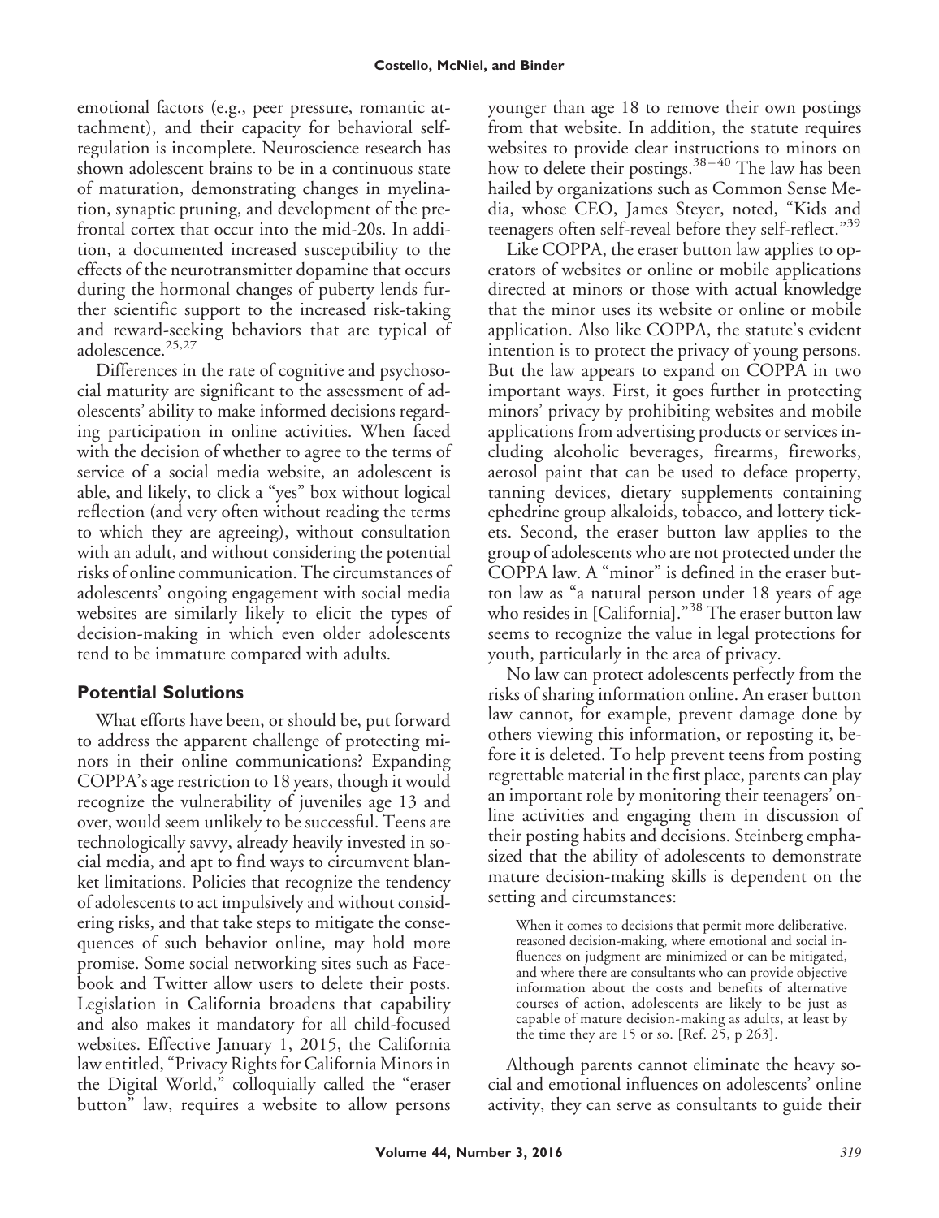emotional factors (e.g., peer pressure, romantic attachment), and their capacity for behavioral self-regulation is incomplete. Neuroscience research has shown adolescent brains to be in a continuous state of maturation, demonstrating changes in myelination, synaptic pruning, and development of the prefrontal cortex that occur into the mid-20s. In addition, a documented increased susceptibility to the effects of the neurotransmitter dopamine that occurs during the hormonal changes of puberty lends further scientific support to the increased risk-taking and reward-seeking behaviors that are typical of adolescence.[25,27]

Differences in the rate of cognitive and psychosocial maturity are significant to the assessment of adolescents' ability to make informed decisions regarding participation in online activities. When faced with the decision of whether to agree to the terms of service of a social media website, an adolescent is able, and likely, to click a "yes" box without logical reflection (and very often without reading the terms to which they are agreeing), without consultation with an adult, and without considering the potential risks of online communication. The circumstances of adolescents' ongoing engagement with social media websites are similarly likely to elicit the types of decision-making in which even older adolescents tend to be immature compared with adults.

## Potential Solutions

What efforts have been, or should be, put forward to address the apparent challenge of protecting minors in their online communications? Expanding COPPA's age restriction to 18 years, though it would recognize the vulnerability of juveniles age 13 and over, would seem unlikely to be successful. Teens are technologically savvy, already heavily invested in social media, and apt to find ways to circumvent blanket limitations. Policies that recognize the tendency of adolescents to act impulsively and without considering risks, and that take steps to mitigate the consequences of such behavior online, may hold more promise. Some social networking sites such as Facebook and Twitter allow users to delete their posts. Legislation in California broadens that capability and also makes it mandatory for all child-focused websites. Effective January 1, 2015, the California law entitled, "Privacy Rights for California Minors in the Digital World," colloquially called the "eraser button" law, requires a website to allow persons younger than age 18 to remove their own postings from that website. In addition, the statute requires websites to provide clear instructions to minors on how to delete their postings.[38–40] The law has been hailed by organizations such as Common Sense Media, whose CEO, James Steyer, noted, "Kids and teenagers often self-reveal before they self-reflect."[39]

Like COPPA, the eraser button law applies to operators of websites or online or mobile applications directed at minors or those with actual knowledge that the minor uses its website or online or mobile application. Also like COPPA, the statute's evident intention is to protect the privacy of young persons. But the law appears to expand on COPPA in two important ways. First, it goes further in protecting minors' privacy by prohibiting websites and mobile applications from advertising products or services including alcoholic beverages, firearms, fireworks, aerosol paint that can be used to deface property, tanning devices, dietary supplements containing ephedrine group alkaloids, tobacco, and lottery tickets. Second, the eraser button law applies to the group of adolescents who are not protected under the COPPA law. A "minor" is defined in the eraser button law as "a natural person under 18 years of age who resides in [California]."[38] The eraser button law seems to recognize the value in legal protections for youth, particularly in the area of privacy.

No law can protect adolescents perfectly from the risks of sharing information online. An eraser button law cannot, for example, prevent damage done by others viewing this information, or reposting it, before it is deleted. To help prevent teens from posting regrettable material in the first place, parents can play an important role by monitoring their teenagers' online activities and engaging them in discussion of their posting habits and decisions. Steinberg emphasized that the ability of adolescents to demonstrate mature decision-making skills is dependent on the setting and circumstances:

> When it comes to decisions that permit more deliberative, reasoned decision-making, where emotional and social influences on judgment are minimized or can be mitigated, and where there are consultants who can provide objective information about the costs and benefits of alternative courses of action, adolescents are likely to be just as capable of mature decision-making as adults, at least by the time they are 15 or so. [Ref. 25, p 263].

Although parents cannot eliminate the heavy social and emotional influences on adolescents' online activity, they can serve as consultants to guide their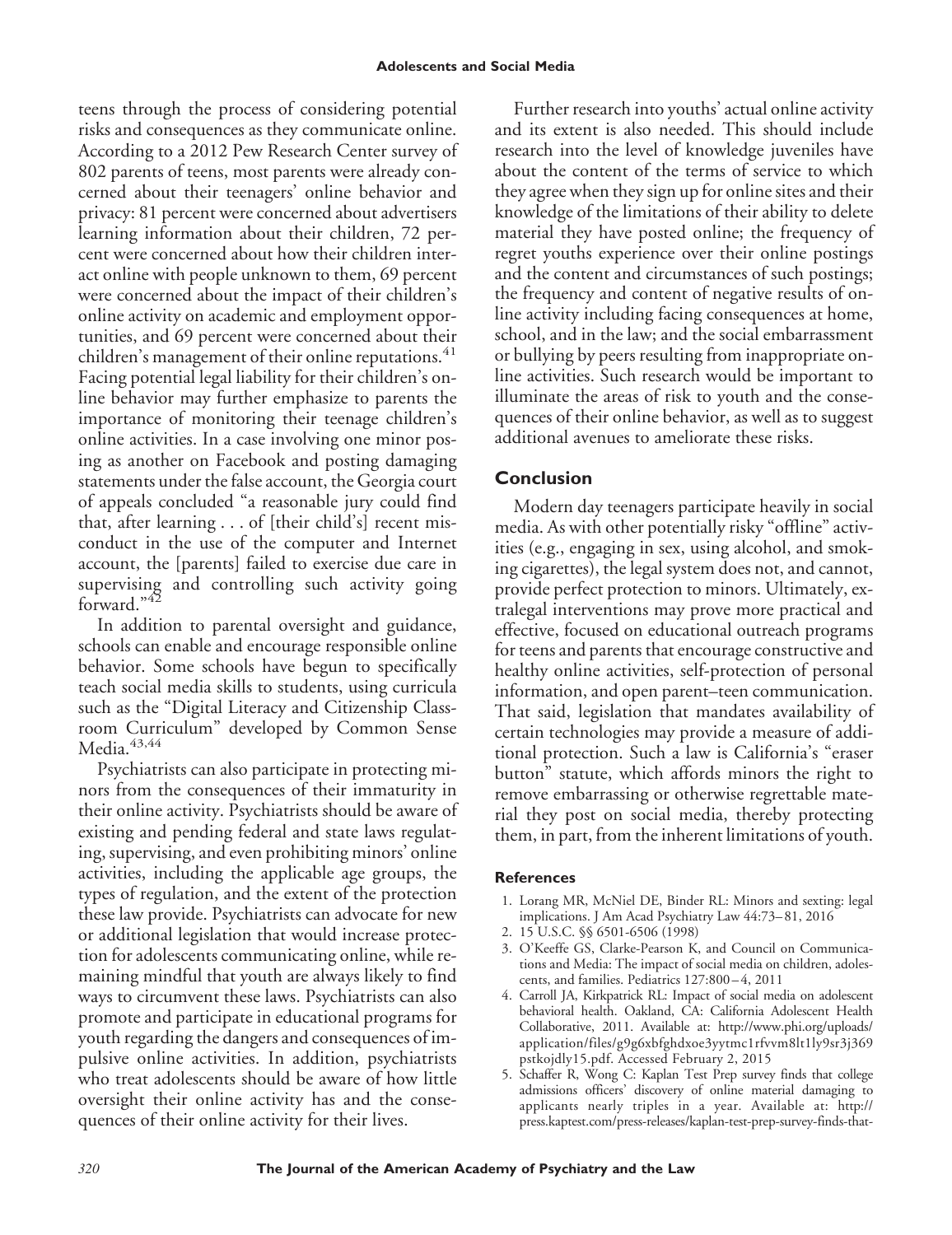teens through the process of considering potential risks and consequences as they communicate online. According to a 2012 Pew Research Center survey of 802 parents of teens, most parents were already concerned about their teenagers' online behavior and privacy: 81 percent were concerned about advertisers learning information about their children, 72 percent were concerned about how their children interact online with people unknown to them, 69 percent were concerned about the impact of their children's online activity on academic and employment opportunities, and 69 percent were concerned about their children's management of their online reputations.[41] Facing potential legal liability for their children's online behavior may further emphasize to parents the importance of monitoring their teenage children's online activities. In a case involving one minor posing as another on Facebook and posting damaging statements under the false account, the Georgia court of appeals concluded "a reasonable jury could find that, after learning . . . of [their child's] recent misconduct in the use of the computer and Internet account, the [parents] failed to exercise due care in supervising and controlling such activity going forward."[42]

In addition to parental oversight and guidance, schools can enable and encourage responsible online behavior. Some schools have begun to specifically teach social media skills to students, using curricula such as the "Digital Literacy and Citizenship Classroom Curriculum" developed by Common Sense Media.[43,44]

Psychiatrists can also participate in protecting minors from the consequences of their immaturity in their online activity. Psychiatrists should be aware of existing and pending federal and state laws regulating, supervising, and even prohibiting minors' online activities, including the applicable age groups, the types of regulation, and the extent of the protection these law provide. Psychiatrists can advocate for new or additional legislation that would increase protection for adolescents communicating online, while remaining mindful that youth are always likely to find ways to circumvent these laws. Psychiatrists can also promote and participate in educational programs for youth regarding the dangers and consequences of impulsive online activities. In addition, psychiatrists who treat adolescents should be aware of how little oversight their online activity has and the consequences of their online activity for their lives.

Further research into youths' actual online activity and its extent is also needed. This should include research into the level of knowledge juveniles have about the content of the terms of service to which they agree when they sign up for online sites and their knowledge of the limitations of their ability to delete material they have posted online; the frequency of regret youths experience over their online postings and the content and circumstances of such postings; the frequency and content of negative results of online activity including facing consequences at home, school, and in the law; and the social embarrassment or bullying by peers resulting from inappropriate online activities. Such research would be important to illuminate the areas of risk to youth and the consequences of their online behavior, as well as to suggest additional avenues to ameliorate these risks.

## Conclusion

Modern day teenagers participate heavily in social media. As with other potentially risky "offline" activities (e.g., engaging in sex, using alcohol, and smoking cigarettes), the legal system does not, and cannot, provide perfect protection to minors. Ultimately, extralegal interventions may prove more practical and effective, focused on educational outreach programs for teens and parents that encourage constructive and healthy online activities, self-protection of personal information, and open parent–teen communication. That said, legislation that mandates availability of certain technologies may provide a measure of additional protection. Such a law is California's "eraser button" statute, which affords minors the right to remove embarrassing or otherwise regrettable material they post on social media, thereby protecting them, in part, from the inherent limitations of youth.

### References

1. Lorang MR, McNiel DE, Binder RL: Minors and sexting: legal implications. J Am Acad Psychiatry Law 44:73–81, 2016
2. 15 U.S.C. §§ 6501-6506 (1998)
3. O'Keeffe GS, Clarke-Pearson K, and Council on Communications and Media: The impact of social media on children, adolescents, and families. Pediatrics 127:800–4, 2011
4. Carroll JA, Kirkpatrick RL: Impact of social media on adolescent behavioral health. Oakland, CA: California Adolescent Health Collaborative, 2011. Available at: http://www.phi.org/uploads/application/files/g9g6xbfghdxoe3yytmc1rfvvm8lt1ly9sr3j369pstkojdly15.pdf. Accessed February 2, 2015
5. Schaffer R, Wong C: Kaplan Test Prep survey finds that college admissions officers' discovery of online material damaging to applicants nearly triples in a year. Available at: http://press.kaptest.com/press-releases/kaplan-test-prep-survey-finds-that-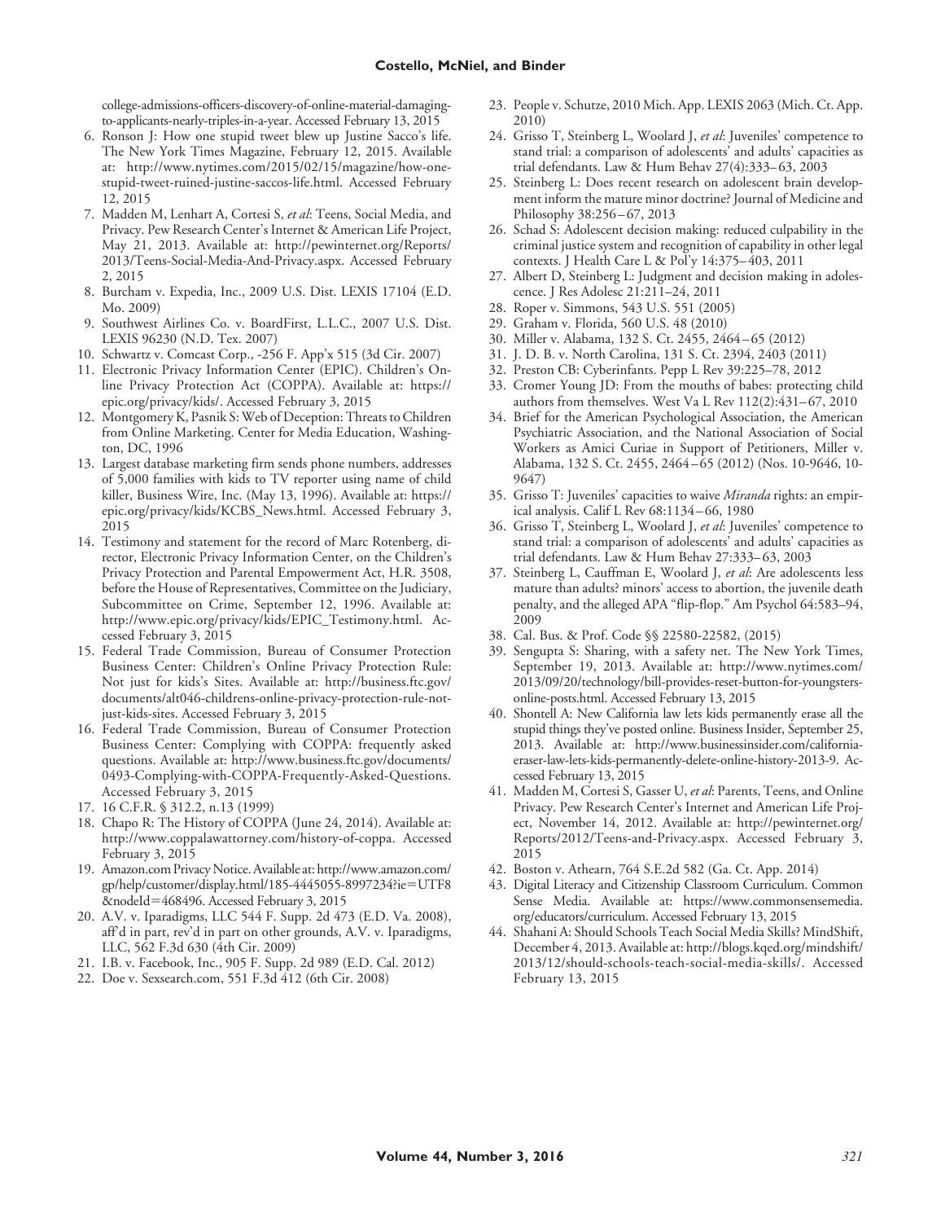college-admissions-officers-discovery-of-online-material-damaging-to-applicants-nearly-triples-in-a-year. Accessed February 13, 2015

6. Ronson J: How one stupid tweet blew up Justine Sacco's life. The New York Times Magazine, February 12, 2015. Available at: http://www.nytimes.com/2015/02/15/magazine/how-one-stupid-tweet-ruined-justine-saccos-life.html. Accessed February 12, 2015
7. Madden M, Lenhart A, Cortesi S, *et al*: Teens, Social Media, and Privacy. Pew Research Center's Internet & American Life Project, May 21, 2013. Available at: http://pewinternet.org/Reports/2013/Teens-Social-Media-And-Privacy.aspx. Accessed February 2, 2015
8. Burcham v. Expedia, Inc., 2009 U.S. Dist. LEXIS 17104 (E.D. Mo. 2009)
9. Southwest Airlines Co. v. BoardFirst, L.L.C., 2007 U.S. Dist. LEXIS 96230 (N.D. Tex. 2007)
10. Schwartz v. Comcast Corp., -256 F. App'x 515 (3d Cir. 2007)
11. Electronic Privacy Information Center (EPIC). Children's Online Privacy Protection Act (COPPA). Available at: https://epic.org/privacy/kids/. Accessed February 3, 2015
12. Montgomery K, Pasnik S: Web of Deception: Threats to Children from Online Marketing. Center for Media Education, Washington, DC, 1996
13. Largest database marketing firm sends phone numbers, addresses of 5,000 families with kids to TV reporter using name of child killer, Business Wire, Inc. (May 13, 1996). Available at: https://epic.org/privacy/kids/KCBS_News.html. Accessed February 3, 2015
14. Testimony and statement for the record of Marc Rotenberg, director, Electronic Privacy Information Center, on the Children's Privacy Protection and Parental Empowerment Act, H.R. 3508, before the House of Representatives, Committee on the Judiciary, Subcommittee on Crime, September 12, 1996. Available at: http://www.epic.org/privacy/kids/EPIC_Testimony.html. Accessed February 3, 2015
15. Federal Trade Commission, Bureau of Consumer Protection Business Center: Children's Online Privacy Protection Rule: Not just for kids's Sites. Available at: http://business.ftc.gov/documents/alt046-childrens-online-privacy-protection-rule-not-just-kids-sites. Accessed February 3, 2015
16. Federal Trade Commission, Bureau of Consumer Protection Business Center: Complying with COPPA: frequently asked questions. Available at: http://www.business.ftc.gov/documents/0493-Complying-with-COPPA-Frequently-Asked-Questions. Accessed February 3, 2015
17. 16 C.F.R. § 312.2, n.13 (1999)
18. Chapo R: The History of COPPA (June 24, 2014). Available at: http://www.coppalawattorney.com/history-of-coppa. Accessed February 3, 2015
19. Amazon.com Privacy Notice. Available at: http://www.amazon.com/gp/help/customer/display.html/185-4445055-8997234?ie=UTF8&nodeId=468496. Accessed February 3, 2015
20. A.V. v. Iparadigms, LLC 544 F. Supp. 2d 473 (E.D. Va. 2008), aff'd in part, rev'd in part on other grounds, A.V. v. Iparadigms, LLC, 562 F.3d 630 (4th Cir. 2009)
21. I.B. v. Facebook, Inc., 905 F. Supp. 2d 989 (E.D. Cal. 2012)
22. Doe v. Sexsearch.com, 551 F.3d 412 (6th Cir. 2008)
23. People v. Schutze, 2010 Mich. App. LEXIS 2063 (Mich. Ct. App. 2010)
24. Grisso T, Steinberg L, Woolard J, *et al*: Juveniles' competence to stand trial: a comparison of adolescents' and adults' capacities as trial defendants. Law & Hum Behav 27(4):333–63, 2003
25. Steinberg L: Does recent research on adolescent brain development inform the mature minor doctrine? Journal of Medicine and Philosophy 38:256–67, 2013
26. Schad S: Adolescent decision making: reduced culpability in the criminal justice system and recognition of capability in other legal contexts. J Health Care L & Pol'y 14:375–403, 2011
27. Albert D, Steinberg L: Judgment and decision making in adolescence. J Res Adolesc 21:211–24, 2011
28. Roper v. Simmons, 543 U.S. 551 (2005)
29. Graham v. Florida, 560 U.S. 48 (2010)
30. Miller v. Alabama, 132 S. Ct. 2455, 2464–65 (2012)
31. J. D. B. v. North Carolina, 131 S. Ct. 2394, 2403 (2011)
32. Preston CB: Cyberinfants. Pepp L Rev 39:225–78, 2012
33. Cromer Young JD: From the mouths of babes: protecting child authors from themselves. West Va L Rev 112(2):431–67, 2010
34. Brief for the American Psychological Association, the American Psychiatric Association, and the National Association of Social Workers as Amici Curiae in Support of Petitioners, Miller v. Alabama, 132 S. Ct. 2455, 2464–65 (2012) (Nos. 10-9646, 10-9647)
35. Grisso T: Juveniles' capacities to waive *Miranda* rights: an empirical analysis. Calif L Rev 68:1134–66, 1980
36. Grisso T, Steinberg L, Woolard J, *et al*: Juveniles' competence to stand trial: a comparison of adolescents' and adults' capacities as trial defendants. Law & Hum Behav 27:333–63, 2003
37. Steinberg L, Cauffman E, Woolard J, *et al*: Are adolescents less mature than adults? minors' access to abortion, the juvenile death penalty, and the alleged APA "flip-flop." Am Psychol 64:583–94, 2009
38. Cal. Bus. & Prof. Code §§ 22580-22582, (2015)
39. Sengupta S: Sharing, with a safety net. The New York Times, September 19, 2013. Available at: http://www.nytimes.com/2013/09/20/technology/bill-provides-reset-button-for-youngsters-online-posts.html. Accessed February 13, 2015
40. Shontell A: New California law lets kids permanently erase all the stupid things they've posted online. Business Insider, September 25, 2013. Available at: http://www.businessinsider.com/california-eraser-law-lets-kids-permanently-delete-online-history-2013-9. Accessed February 13, 2015
41. Madden M, Cortesi S, Gasser U, *et al*: Parents, Teens, and Online Privacy. Pew Research Center's Internet and American Life Project, November 14, 2012. Available at: http://pewinternet.org/Reports/2012/Teens-and-Privacy.aspx. Accessed February 3, 2015
42. Boston v. Athearn, 764 S.E.2d 582 (Ga. Ct. App. 2014)
43. Digital Literacy and Citizenship Classroom Curriculum. Common Sense Media. Available at: https://www.commonsensemedia.org/educators/curriculum. Accessed February 13, 2015
44. Shahani A: Should Schools Teach Social Media Skills? MindShift, December 4, 2013. Available at: http://blogs.kqed.org/mindshift/2013/12/should-schools-teach-social-media-skills/. Accessed February 13, 2015